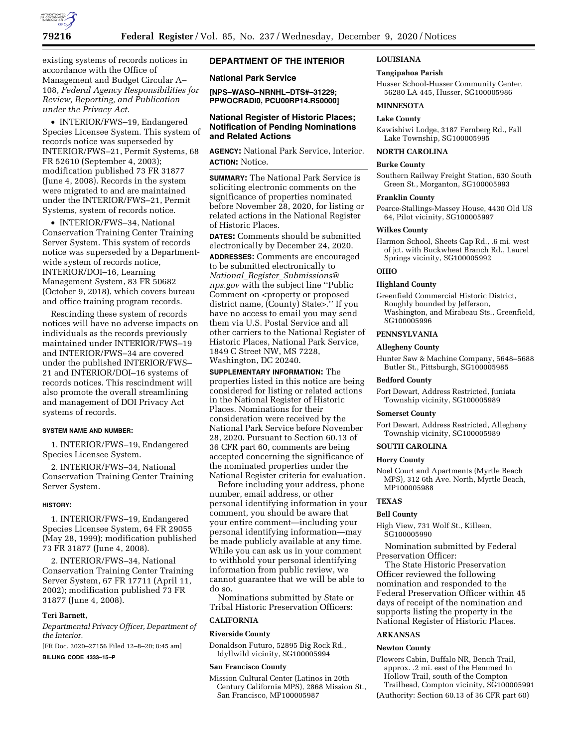existing systems of records notices in accordance with the Office of Management and Budget Circular A–108, *Federal Agency Responsibilities for Review, Reporting, and Publication under the Privacy Act.*

- INTERIOR/FWS–19, Endangered Species Licensee System. This system of records notice was superseded by INTERIOR/FWS–21, Permit Systems, 68 FR 52610 (September 4, 2003); modification published 73 FR 31877 (June 4, 2008). Records in the system were migrated to and are maintained under the INTERIOR/FWS–21, Permit Systems, system of records notice.
- INTERIOR/FWS–34, National Conservation Training Center Training Server System. This system of records notice was superseded by a Department-wide system of records notice, INTERIOR/DOI–16, Learning Management System, 83 FR 50682 (October 9, 2018), which covers bureau and office training program records.

Rescinding these system of records notices will have no adverse impacts on individuals as the records previously maintained under INTERIOR/FWS–19 and INTERIOR/FWS–34 are covered under the published INTERIOR/FWS–21 and INTERIOR/DOI–16 systems of records notices. This rescindment will also promote the overall streamlining and management of DOI Privacy Act systems of records.

**SYSTEM NAME AND NUMBER:**

1. INTERIOR/FWS–19, Endangered Species Licensee System.

2. INTERIOR/FWS–34, National Conservation Training Center Training Server System.

**HISTORY:**

1. INTERIOR/FWS–19, Endangered Species Licensee System, 64 FR 29055 (May 28, 1999); modification published 73 FR 31877 (June 4, 2008).

2. INTERIOR/FWS–34, National Conservation Training Center Training Server System, 67 FR 17711 (April 11, 2002); modification published 73 FR 31877 (June 4, 2008).

**Teri Barnett,**

*Departmental Privacy Officer, Department of the Interior.*

[FR Doc. 2020–27156 Filed 12–8–20; 8:45 am]

**BILLING CODE 4333–15–P**

## DEPARTMENT OF THE INTERIOR

### National Park Service

**[NPS–WASO–NRNHL–DTS#–31229; PPWOCRADI0, PCU00RP14.R50000]**

### National Register of Historic Places; Notification of Pending Nominations and Related Actions

**AGENCY:** National Park Service, Interior.

**ACTION:** Notice.

**SUMMARY:** The National Park Service is soliciting electronic comments on the significance of properties nominated before November 28, 2020, for listing or related actions in the National Register of Historic Places.

**DATES:** Comments should be submitted electronically by December 24, 2020.

**ADDRESSES:** Comments are encouraged to be submitted electronically to *National_Register_Submissions@nps.gov* with the subject line "Public Comment on <property or proposed district name, (County) State>." If you have no access to email you may send them via U.S. Postal Service and all other carriers to the National Register of Historic Places, National Park Service, 1849 C Street NW, MS 7228, Washington, DC 20240.

**SUPPLEMENTARY INFORMATION:** The properties listed in this notice are being considered for listing or related actions in the National Register of Historic Places. Nominations for their consideration were received by the National Park Service before November 28, 2020. Pursuant to Section 60.13 of 36 CFR part 60, comments are being accepted concerning the significance of the nominated properties under the National Register criteria for evaluation.

Before including your address, phone number, email address, or other personal identifying information in your comment, you should be aware that your entire comment—including your personal identifying information—may be made publicly available at any time. While you can ask us in your comment to withhold your personal identifying information from public review, we cannot guarantee that we will be able to do so.

Nominations submitted by State or Tribal Historic Preservation Officers:

**CALIFORNIA**

**Riverside County**

Donaldson Futuro, 52895 Big Rock Rd., Idyllwild vicinity, SG100005994

**San Francisco County**

Mission Cultural Center (Latinos in 20th Century California MPS), 2868 Mission St., San Francisco, MP100005987

**LOUISIANA**

**Tangipahoa Parish**

Husser School-Husser Community Center, 56280 LA 445, Husser, SG100005986

**MINNESOTA**

**Lake County**

Kawishiwi Lodge, 3187 Fernberg Rd., Fall Lake Township, SG100005995

**NORTH CAROLINA**

**Burke County**

Southern Railway Freight Station, 630 South Green St., Morganton, SG100005993

**Franklin County**

Pearce-Stallings-Massey House, 4430 Old US 64, Pilot vicinity, SG100005997

**Wilkes County**

Harmon School, Sheets Gap Rd., .6 mi. west of jct. with Buckwheat Branch Rd., Laurel Springs vicinity, SG100005992

**OHIO**

**Highland County**

Greenfield Commercial Historic District, Roughly bounded by Jefferson, Washington, and Mirabeau Sts., Greenfield, SG100005996

**PENNSYLVANIA**

**Allegheny County**

Hunter Saw & Machine Company, 5648–5688 Butler St., Pittsburgh, SG100005985

**Bedford County**

Fort Dewart, Address Restricted, Juniata Township vicinity, SG100005989

**Somerset County**

Fort Dewart, Address Restricted, Allegheny Township vicinity, SG100005989

**SOUTH CAROLINA**

**Horry County**

Noel Court and Apartments (Myrtle Beach MPS), 312 6th Ave. North, Myrtle Beach, MP100005988

**TEXAS**

**Bell County**

High View, 731 Wolf St., Killeen, SG100005990

Nomination submitted by Federal Preservation Officer:

The State Historic Preservation Officer reviewed the following nomination and responded to the Federal Preservation Officer within 45 days of receipt of the nomination and supports listing the property in the National Register of Historic Places.

**ARKANSAS**

**Newton County**

Flowers Cabin, Buffalo NR, Bench Trail, approx. .2 mi. east of the Hemmed In Hollow Trail, south of the Compton Trailhead, Compton vicinity, SG100005991

(Authority: Section 60.13 of 36 CFR part 60)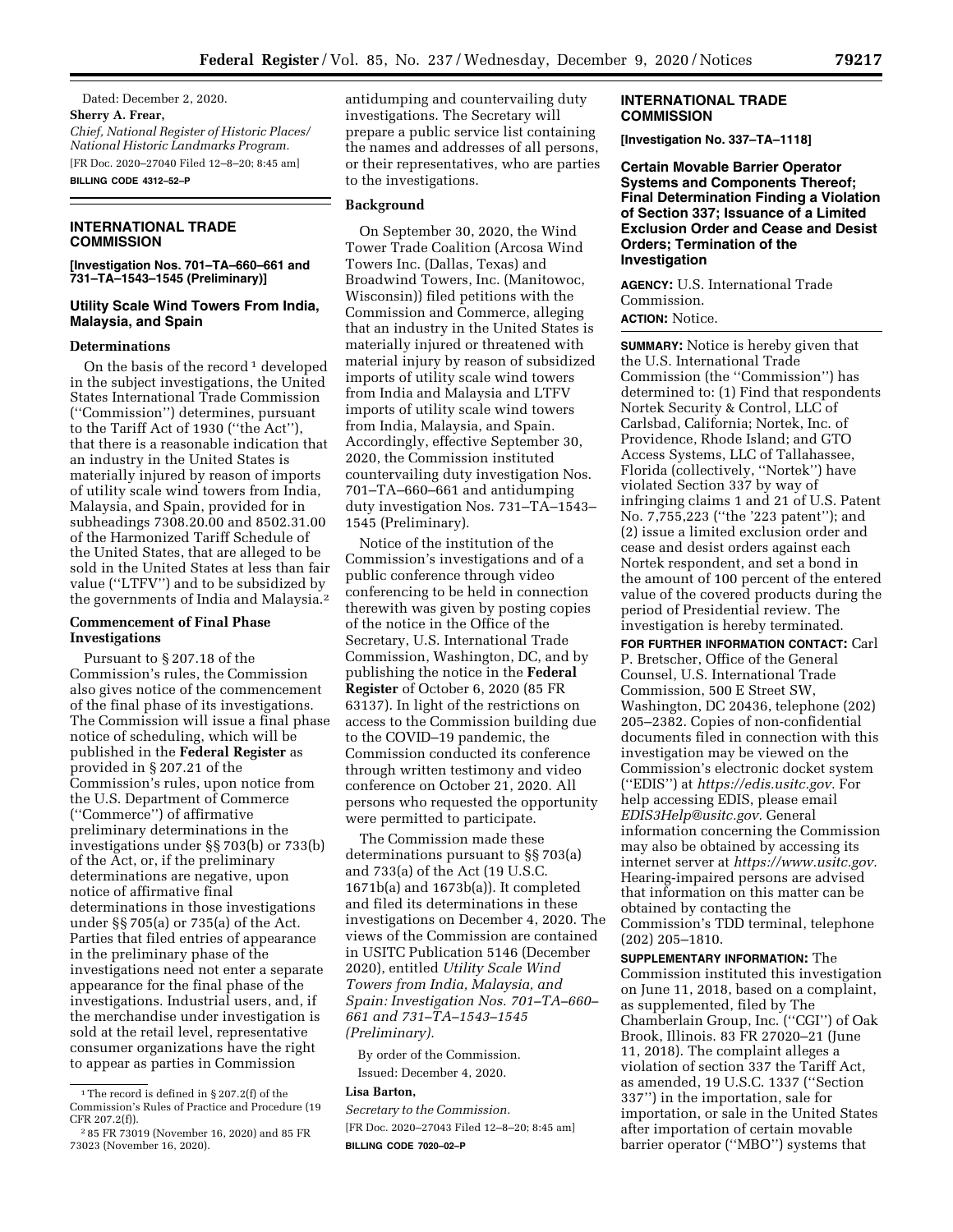Dated: December 2, 2020.

**Sherry A. Frear,**

*Chief, National Register of Historic Places/National Historic Landmarks Program.*

[FR Doc. 2020–27040 Filed 12–8–20; 8:45 am]

**BILLING CODE 4312–52–P**

## INTERNATIONAL TRADE COMMISSION

**[Investigation Nos. 701–TA–660–661 and 731–TA–1543–1545 (Preliminary)]**

### Utility Scale Wind Towers From India, Malaysia, and Spain

#### Determinations

On the basis of the record [1] developed in the subject investigations, the United States International Trade Commission (''Commission'') determines, pursuant to the Tariff Act of 1930 (''the Act''), that there is a reasonable indication that an industry in the United States is materially injured by reason of imports of utility scale wind towers from India, Malaysia, and Spain, provided for in subheadings 7308.20.00 and 8502.31.00 of the Harmonized Tariff Schedule of the United States, that are alleged to be sold in the United States at less than fair value (''LTFV'') and to be subsidized by the governments of India and Malaysia.[2]

#### Commencement of Final Phase Investigations

Pursuant to § 207.18 of the Commission's rules, the Commission also gives notice of the commencement of the final phase of its investigations. The Commission will issue a final phase notice of scheduling, which will be published in the **Federal Register** as provided in § 207.21 of the Commission's rules, upon notice from the U.S. Department of Commerce (''Commerce'') of affirmative preliminary determinations in the investigations under §§ 703(b) or 733(b) of the Act, or, if the preliminary determinations are negative, upon notice of affirmative final determinations in those investigations under §§ 705(a) or 735(a) of the Act. Parties that filed entries of appearance in the preliminary phase of the investigations need not enter a separate appearance for the final phase of the investigations. Industrial users, and, if the merchandise under investigation is sold at the retail level, representative consumer organizations have the right to appear as parties in Commission antidumping and countervailing duty investigations. The Secretary will prepare a public service list containing the names and addresses of all persons, or their representatives, who are parties to the investigations.

[1] The record is defined in § 207.2(f) of the Commission's Rules of Practice and Procedure (19 CFR 207.2(f)).

[2] 85 FR 73019 (November 16, 2020) and 85 FR 73023 (November 16, 2020).

#### Background

On September 30, 2020, the Wind Tower Trade Coalition (Arcosa Wind Towers Inc. (Dallas, Texas) and Broadwind Towers, Inc. (Manitowoc, Wisconsin)) filed petitions with the Commission and Commerce, alleging that an industry in the United States is materially injured or threatened with material injury by reason of subsidized imports of utility scale wind towers from India and Malaysia and LTFV imports of utility scale wind towers from India, Malaysia, and Spain. Accordingly, effective September 30, 2020, the Commission instituted countervailing duty investigation Nos. 701–TA–660–661 and antidumping duty investigation Nos. 731–TA–1543–1545 (Preliminary).

Notice of the institution of the Commission's investigations and of a public conference through video conferencing to be held in connection therewith was given by posting copies of the notice in the Office of the Secretary, U.S. International Trade Commission, Washington, DC, and by publishing the notice in the **Federal Register** of October 6, 2020 (85 FR 63137). In light of the restrictions on access to the Commission building due to the COVID–19 pandemic, the Commission conducted its conference through written testimony and video conference on October 21, 2020. All persons who requested the opportunity were permitted to participate.

The Commission made these determinations pursuant to §§ 703(a) and 733(a) of the Act (19 U.S.C. 1671b(a) and 1673b(a)). It completed and filed its determinations in these investigations on December 4, 2020. The views of the Commission are contained in USITC Publication 5146 (December 2020), entitled *Utility Scale Wind Towers from India, Malaysia, and Spain: Investigation Nos. 701–TA–660–661 and 731–TA–1543–1545 (Preliminary).*

By order of the Commission.

Issued: December 4, 2020.

**Lisa Barton,**

*Secretary to the Commission.*

[FR Doc. 2020–27043 Filed 12–8–20; 8:45 am]

**BILLING CODE 7020–02–P**

## INTERNATIONAL TRADE COMMISSION

**[Investigation No. 337–TA–1118]**

### Certain Movable Barrier Operator Systems and Components Thereof; Final Determination Finding a Violation of Section 337; Issuance of a Limited Exclusion Order and Cease and Desist Orders; Termination of the Investigation

**AGENCY:** U.S. International Trade Commission.

**ACTION:** Notice.

**SUMMARY:** Notice is hereby given that the U.S. International Trade Commission (the ''Commission'') has determined to: (1) Find that respondents Nortek Security & Control, LLC of Carlsbad, California; Nortek, Inc. of Providence, Rhode Island; and GTO Access Systems, LLC of Tallahassee, Florida (collectively, ''Nortek'') have violated Section 337 by way of infringing claims 1 and 21 of U.S. Patent No. 7,755,223 (''the '223 patent''); and (2) issue a limited exclusion order and cease and desist orders against each Nortek respondent, and set a bond in the amount of 100 percent of the entered value of the covered products during the period of Presidential review. The investigation is hereby terminated.

**FOR FURTHER INFORMATION CONTACT:** Carl P. Bretscher, Office of the General Counsel, U.S. International Trade Commission, 500 E Street SW, Washington, DC 20436, telephone (202) 205–2382. Copies of non-confidential documents filed in connection with this investigation may be viewed on the Commission's electronic docket system (''EDIS'') at *https://edis.usitc.gov.* For help accessing EDIS, please email *EDIS3Help@usitc.gov.* General information concerning the Commission may also be obtained by accessing its internet server at *https://www.usitc.gov.* Hearing-impaired persons are advised that information on this matter can be obtained by contacting the Commission's TDD terminal, telephone (202) 205–1810.

**SUPPLEMENTARY INFORMATION:** The Commission instituted this investigation on June 11, 2018, based on a complaint, as supplemented, filed by The Chamberlain Group, Inc. (''CGI'') of Oak Brook, Illinois. 83 FR 27020–21 (June 11, 2018). The complaint alleges a violation of section 337 the Tariff Act, as amended, 19 U.S.C. 1337 (''Section 337'') in the importation, sale for importation, or sale in the United States after importation of certain movable barrier operator (''MBO'') systems that